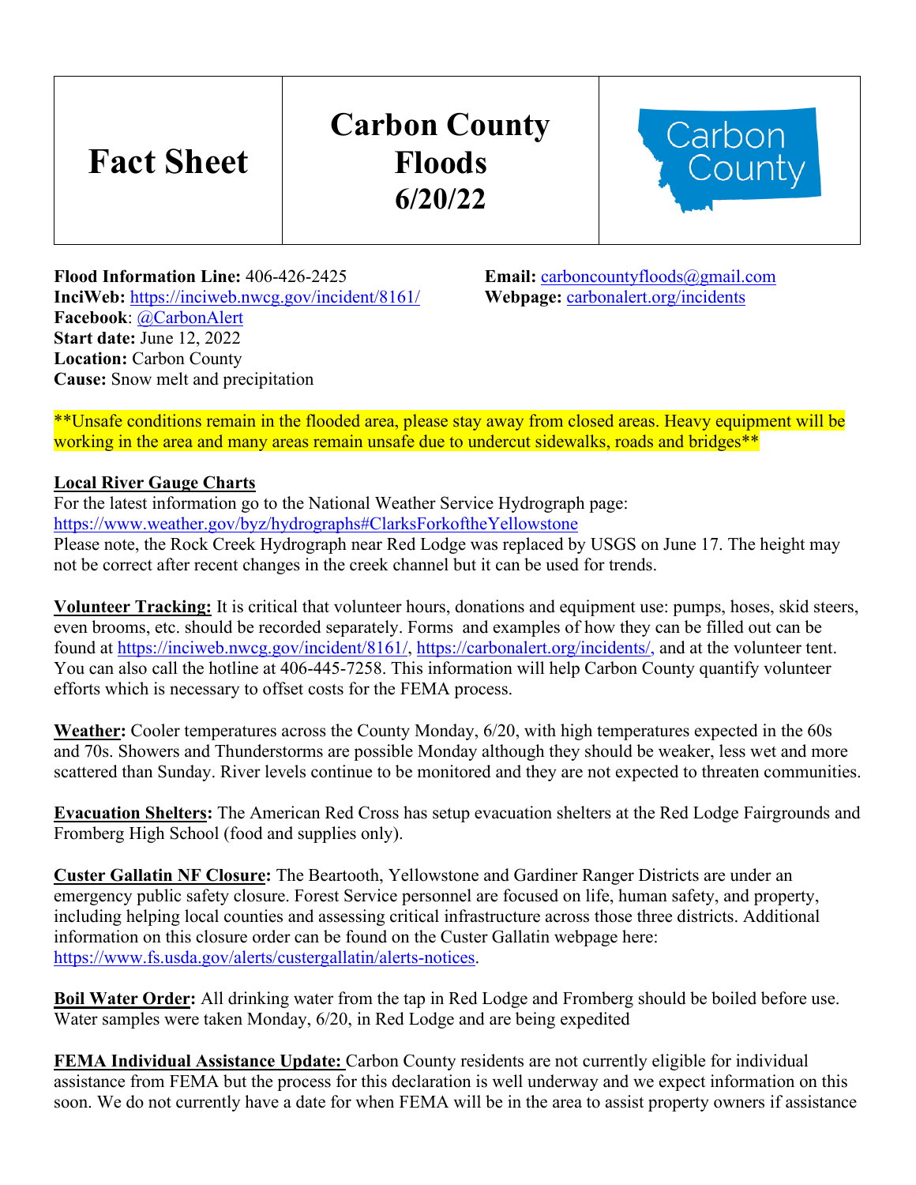| Fact Sheet | Carbon County Floods 6/20/22 | Carbon County |
| --- | --- | --- |

**Flood Information Line:** 406-426-2425
**Email:** carboncountyfloods@gmail.com
**InciWeb:** https://inciweb.nwcg.gov/incident/8161/
**Webpage:** carbonalert.org/incidents
**Facebook**: @CarbonAlert
**Start date:** June 12, 2022
**Location:** Carbon County
**Cause:** Snow melt and precipitation

**Unsafe conditions remain in the flooded area, please stay away from closed areas. Heavy equipment will be working in the area and many areas remain unsafe due to undercut sidewalks, roads and bridges**

**Local River Gauge Charts**
For the latest information go to the National Weather Service Hydrograph page: https://www.weather.gov/byz/hydrographs#ClarksForkoftheYellowstone
Please note, the Rock Creek Hydrograph near Red Lodge was replaced by USGS on June 17. The height may not be correct after recent changes in the creek channel but it can be used for trends.

**Volunteer Tracking:** It is critical that volunteer hours, donations and equipment use: pumps, hoses, skid steers, even brooms, etc. should be recorded separately. Forms and examples of how they can be filled out can be found at https://inciweb.nwcg.gov/incident/8161/, https://carbonalert.org/incidents/, and at the volunteer tent. You can also call the hotline at 406-445-7258. This information will help Carbon County quantify volunteer efforts which is necessary to offset costs for the FEMA process.

**Weather:** Cooler temperatures across the County Monday, 6/20, with high temperatures expected in the 60s and 70s. Showers and Thunderstorms are possible Monday although they should be weaker, less wet and more scattered than Sunday. River levels continue to be monitored and they are not expected to threaten communities.

**Evacuation Shelters:** The American Red Cross has setup evacuation shelters at the Red Lodge Fairgrounds and Fromberg High School (food and supplies only).

**Custer Gallatin NF Closure:** The Beartooth, Yellowstone and Gardiner Ranger Districts are under an emergency public safety closure. Forest Service personnel are focused on life, human safety, and property, including helping local counties and assessing critical infrastructure across those three districts. Additional information on this closure order can be found on the Custer Gallatin webpage here: https://www.fs.usda.gov/alerts/custergallatin/alerts-notices.

**Boil Water Order:** All drinking water from the tap in Red Lodge and Fromberg should be boiled before use. Water samples were taken Monday, 6/20, in Red Lodge and are being expedited

**FEMA Individual Assistance Update:** Carbon County residents are not currently eligible for individual assistance from FEMA but the process for this declaration is well underway and we expect information on this soon. We do not currently have a date for when FEMA will be in the area to assist property owners if assistance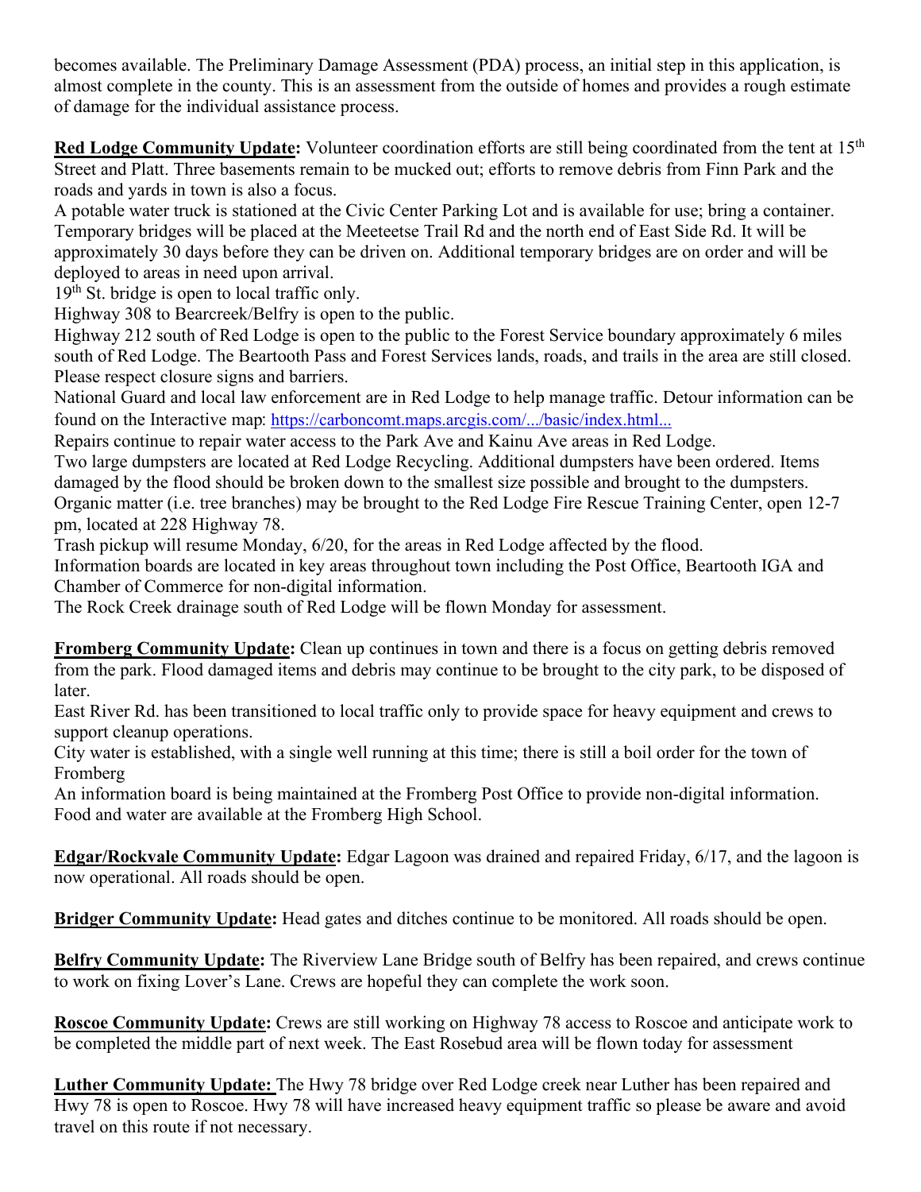becomes available. The Preliminary Damage Assessment (PDA) process, an initial step in this application, is almost complete in the county. This is an assessment from the outside of homes and provides a rough estimate of damage for the individual assistance process.

**Red Lodge Community Update:** Volunteer coordination efforts are still being coordinated from the tent at 15th Street and Platt. Three basements remain to be mucked out; efforts to remove debris from Finn Park and the roads and yards in town is also a focus.

A potable water truck is stationed at the Civic Center Parking Lot and is available for use; bring a container.

Temporary bridges will be placed at the Meeteetse Trail Rd and the north end of East Side Rd. It will be approximately 30 days before they can be driven on. Additional temporary bridges are on order and will be deployed to areas in need upon arrival.

19th St. bridge is open to local traffic only.

Highway 308 to Bearcreek/Belfry is open to the public.

Highway 212 south of Red Lodge is open to the public to the Forest Service boundary approximately 6 miles south of Red Lodge. The Beartooth Pass and Forest Services lands, roads, and trails in the area are still closed. Please respect closure signs and barriers.

National Guard and local law enforcement are in Red Lodge to help manage traffic. Detour information can be found on the Interactive map: https://carboncomt.maps.arcgis.com/.../basic/index.html...

Repairs continue to repair water access to the Park Ave and Kainu Ave areas in Red Lodge.

Two large dumpsters are located at Red Lodge Recycling. Additional dumpsters have been ordered. Items damaged by the flood should be broken down to the smallest size possible and brought to the dumpsters. Organic matter (i.e. tree branches) may be brought to the Red Lodge Fire Rescue Training Center, open 12-7 pm, located at 228 Highway 78.

Trash pickup will resume Monday, 6/20, for the areas in Red Lodge affected by the flood.

Information boards are located in key areas throughout town including the Post Office, Beartooth IGA and Chamber of Commerce for non-digital information.

The Rock Creek drainage south of Red Lodge will be flown Monday for assessment.

**Fromberg Community Update:** Clean up continues in town and there is a focus on getting debris removed from the park. Flood damaged items and debris may continue to be brought to the city park, to be disposed of later.

East River Rd. has been transitioned to local traffic only to provide space for heavy equipment and crews to support cleanup operations.

City water is established, with a single well running at this time; there is still a boil order for the town of Fromberg

An information board is being maintained at the Fromberg Post Office to provide non-digital information.

Food and water are available at the Fromberg High School.

**Edgar/Rockvale Community Update:** Edgar Lagoon was drained and repaired Friday, 6/17, and the lagoon is now operational. All roads should be open.

**Bridger Community Update:** Head gates and ditches continue to be monitored. All roads should be open.

**Belfry Community Update:** The Riverview Lane Bridge south of Belfry has been repaired, and crews continue to work on fixing Lover's Lane. Crews are hopeful they can complete the work soon.

**Roscoe Community Update:** Crews are still working on Highway 78 access to Roscoe and anticipate work to be completed the middle part of next week. The East Rosebud area will be flown today for assessment

**Luther Community Update:** The Hwy 78 bridge over Red Lodge creek near Luther has been repaired and Hwy 78 is open to Roscoe. Hwy 78 will have increased heavy equipment traffic so please be aware and avoid travel on this route if not necessary.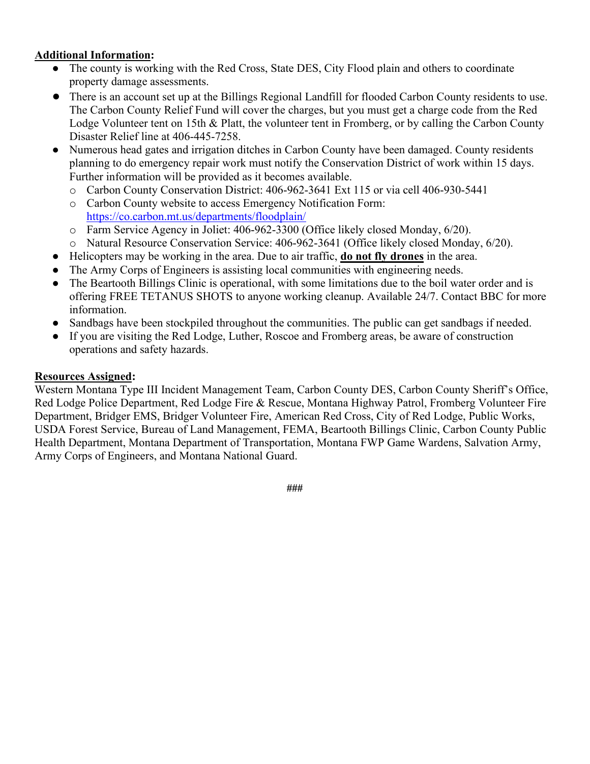**Additional Information:**

- The county is working with the Red Cross, State DES, City Flood plain and others to coordinate property damage assessments.
- There is an account set up at the Billings Regional Landfill for flooded Carbon County residents to use. The Carbon County Relief Fund will cover the charges, but you must get a charge code from the Red Lodge Volunteer tent on 15th & Platt, the volunteer tent in Fromberg, or by calling the Carbon County Disaster Relief line at 406-445-7258.
- Numerous head gates and irrigation ditches in Carbon County have been damaged. County residents planning to do emergency repair work must notify the Conservation District of work within 15 days. Further information will be provided as it becomes available.
  - Carbon County Conservation District: 406-962-3641 Ext 115 or via cell 406-930-5441
  - Carbon County website to access Emergency Notification Form: https://co.carbon.mt.us/departments/floodplain/
  - Farm Service Agency in Joliet: 406-962-3300 (Office likely closed Monday, 6/20).
  - Natural Resource Conservation Service: 406-962-3641 (Office likely closed Monday, 6/20).
- Helicopters may be working in the area. Due to air traffic, **do not fly drones** in the area.
- The Army Corps of Engineers is assisting local communities with engineering needs.
- The Beartooth Billings Clinic is operational, with some limitations due to the boil water order and is offering FREE TETANUS SHOTS to anyone working cleanup. Available 24/7. Contact BBC for more information.
- Sandbags have been stockpiled throughout the communities. The public can get sandbags if needed.
- If you are visiting the Red Lodge, Luther, Roscoe and Fromberg areas, be aware of construction operations and safety hazards.

**Resources Assigned:**

Western Montana Type III Incident Management Team, Carbon County DES, Carbon County Sheriff's Office, Red Lodge Police Department, Red Lodge Fire & Rescue, Montana Highway Patrol, Fromberg Volunteer Fire Department, Bridger EMS, Bridger Volunteer Fire, American Red Cross, City of Red Lodge, Public Works, USDA Forest Service, Bureau of Land Management, FEMA, Beartooth Billings Clinic, Carbon County Public Health Department, Montana Department of Transportation, Montana FWP Game Wardens, Salvation Army, Army Corps of Engineers, and Montana National Guard.

###